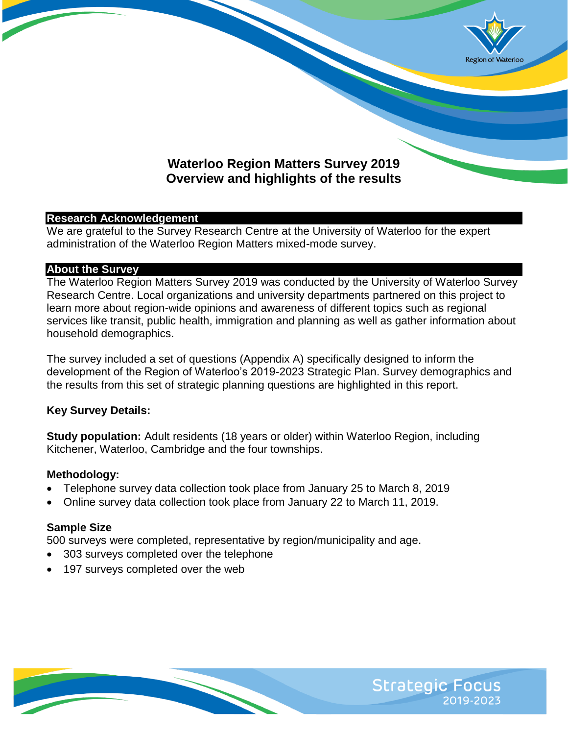# Waterloo Region Matters Survey 2019
# Overview and highlights of the results

## Research Acknowledgement

We are grateful to the Survey Research Centre at the University of Waterloo for the expert administration of the Waterloo Region Matters mixed-mode survey.

## About the Survey

The Waterloo Region Matters Survey 2019 was conducted by the University of Waterloo Survey Research Centre. Local organizations and university departments partnered on this project to learn more about region-wide opinions and awareness of different topics such as regional services like transit, public health, immigration and planning as well as gather information about household demographics.

The survey included a set of questions (Appendix A) specifically designed to inform the development of the Region of Waterloo's 2019-2023 Strategic Plan. Survey demographics and the results from this set of strategic planning questions are highlighted in this report.

**Key Survey Details:**

**Study population:** Adult residents (18 years or older) within Waterloo Region, including Kitchener, Waterloo, Cambridge and the four townships.

### Methodology:

- Telephone survey data collection took place from January 25 to March 8, 2019
- Online survey data collection took place from January 22 to March 11, 2019.

### Sample Size

500 surveys were completed, representative by region/municipality and age.

- 303 surveys completed over the telephone
- 197 surveys completed over the web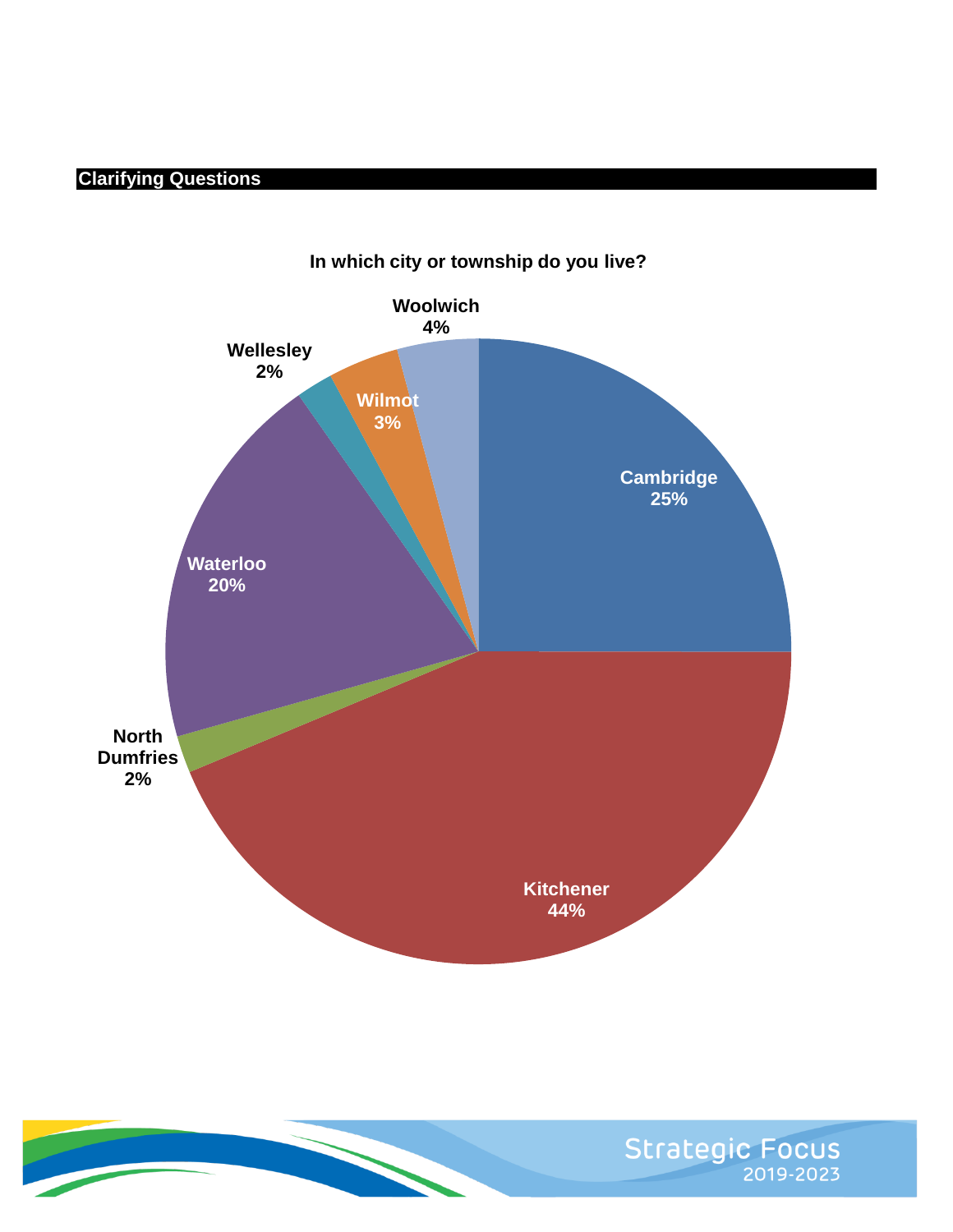## Clarifying Questions

**In which city or township do you live?**

| City or township | Percentage |
|---|---|
| Cambridge | 25% |
| Kitchener | 44% |
| North Dumfries | 2% |
| Waterloo | 20% |
| Wellesley | 2% |
| Wilmot | 3% |
| Woolwich | 4% |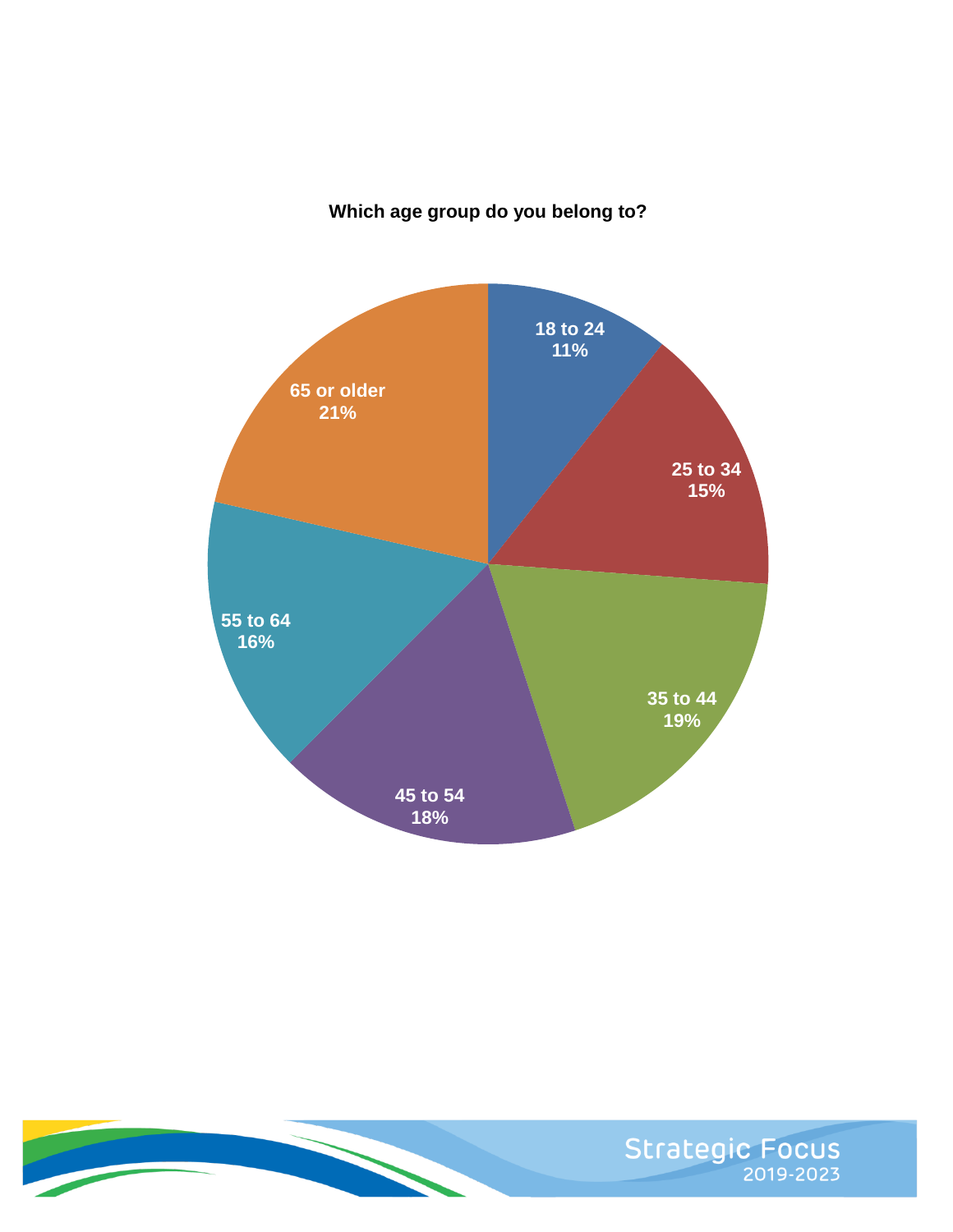**Which age group do you belong to?**

| Age group | Percentage |
|---|---|
| 18 to 24 | 11% |
| 25 to 34 | 15% |
| 35 to 44 | 19% |
| 45 to 54 | 18% |
| 55 to 64 | 16% |
| 65 or older | 21% |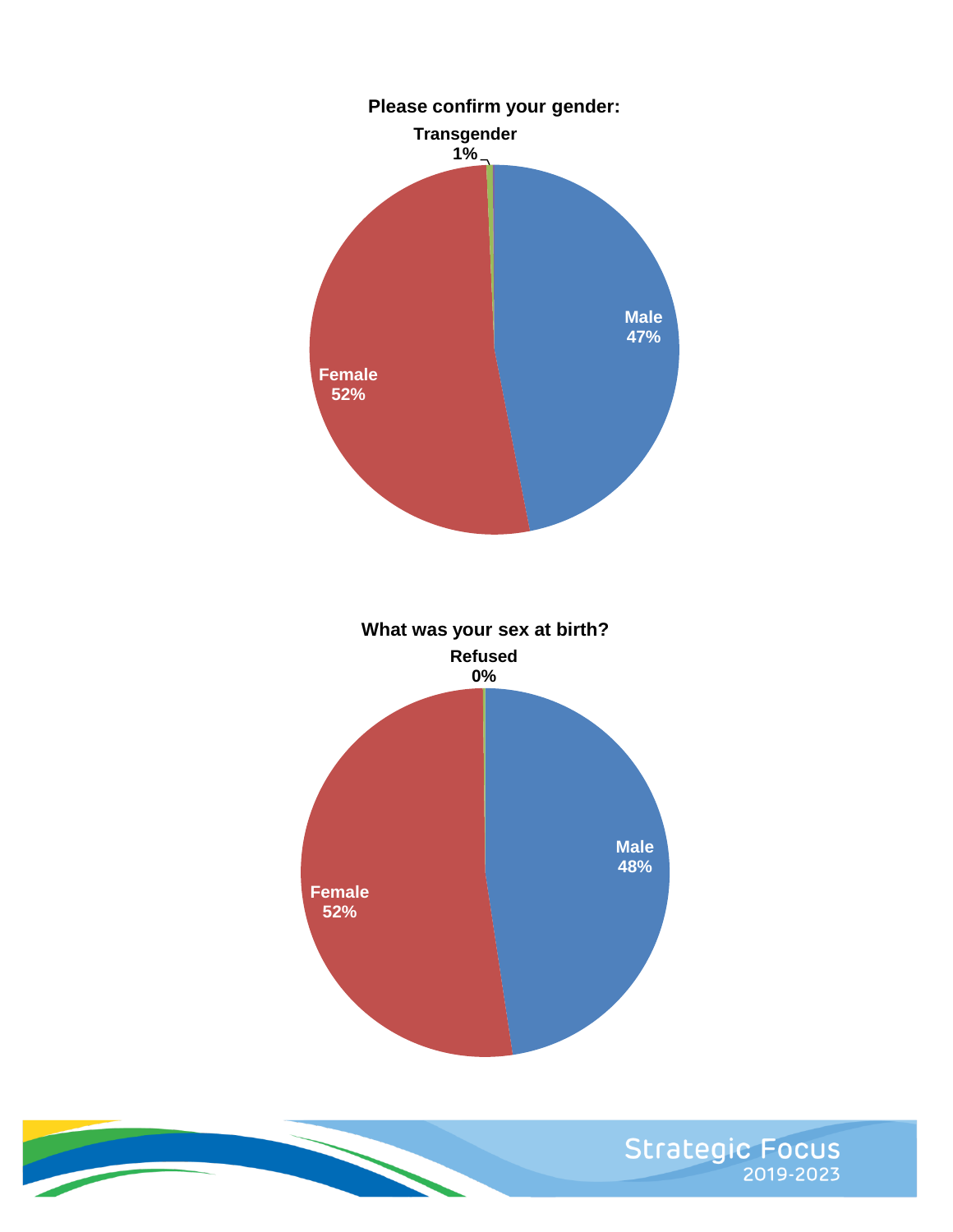**Please confirm your gender:**

Transgender 1%

Male 47%

Female 52%

**What was your sex at birth?**

Refused 0%

Male 48%

Female 52%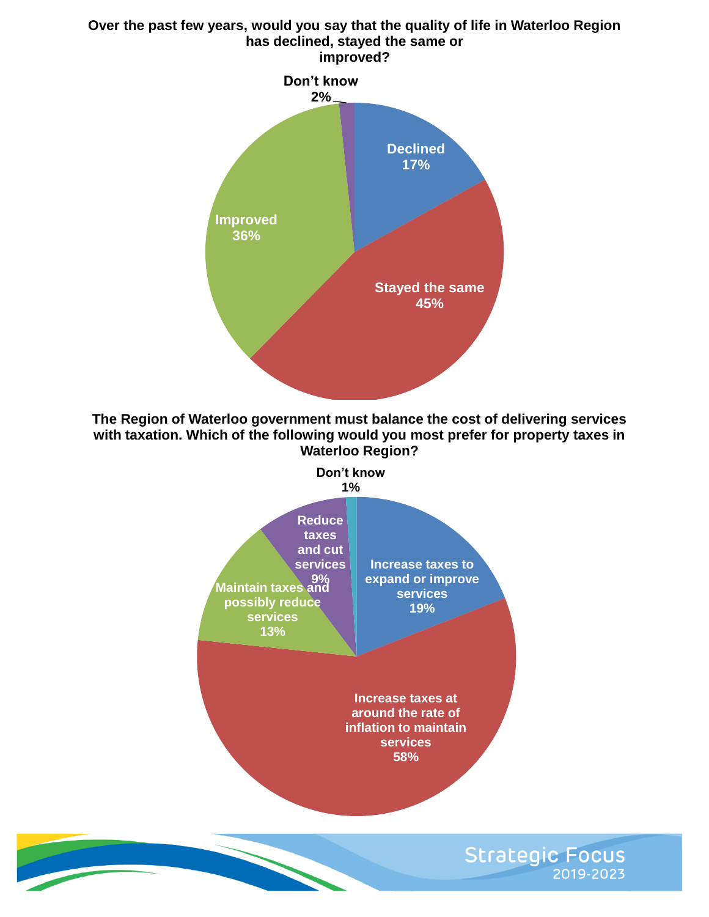**Over the past few years, would you say that the quality of life in Waterloo Region has declined, stayed the same or improved?**

| Response | Percentage |
| --- | --- |
| Declined | 17% |
| Stayed the same | 45% |
| Improved | 36% |
| Don't know | 2% |

**The Region of Waterloo government must balance the cost of delivering services with taxation. Which of the following would you most prefer for property taxes in Waterloo Region?**

| Response | Percentage |
| --- | --- |
| Increase taxes to expand or improve services | 19% |
| Increase taxes at around the rate of inflation to maintain services | 58% |
| Maintain taxes and possibly reduce services | 13% |
| Reduce taxes and cut services | 9% |
| Don't know | 1% |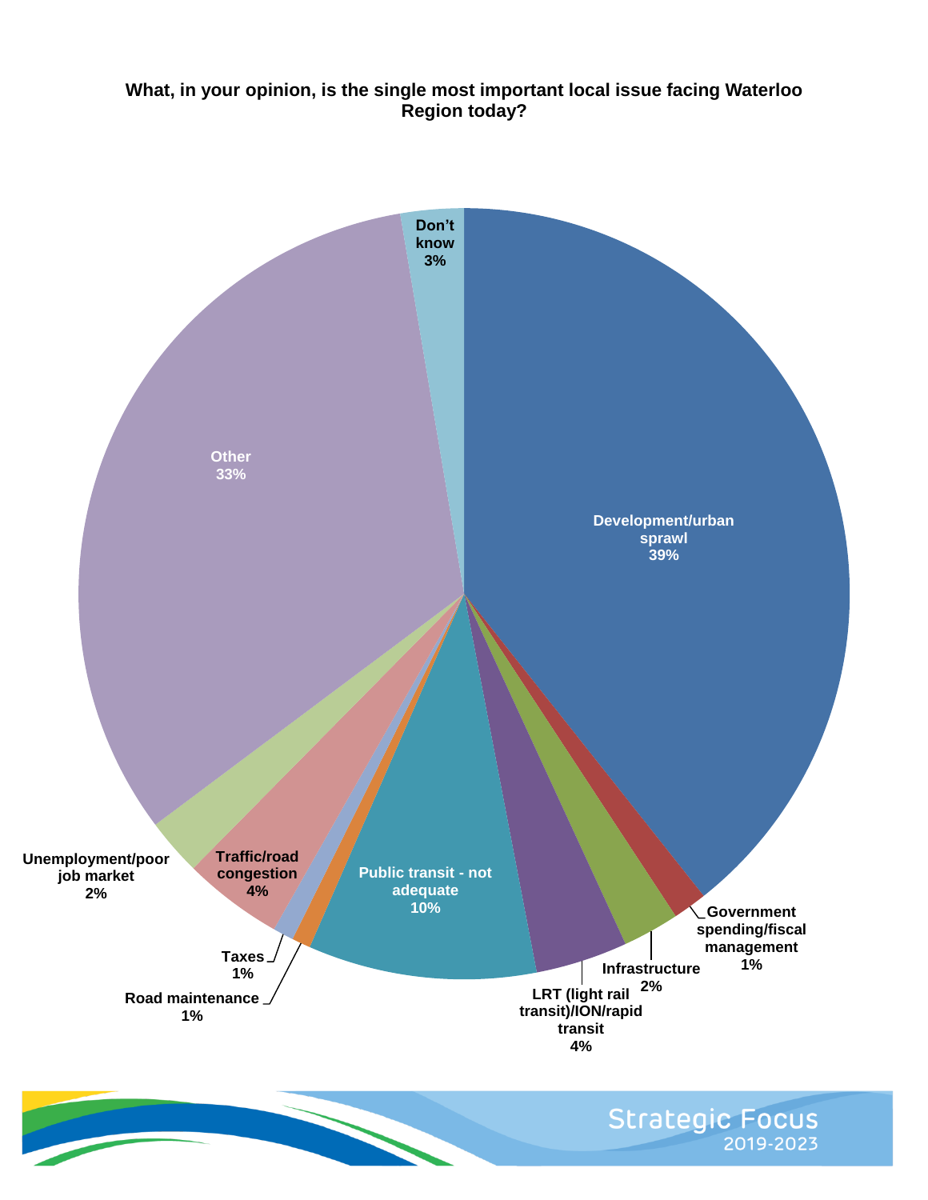**What, in your opinion, is the single most important local issue facing Waterloo Region today?**

| Issue | Percentage |
| --- | --- |
| Development/urban sprawl | 39% |
| Government spending/fiscal management | 1% |
| Infrastructure | 2% |
| LRT (light rail transit)/ION/rapid transit | 4% |
| Public transit - not adequate | 10% |
| Road maintenance | 1% |
| Taxes | 1% |
| Traffic/road congestion | 4% |
| Unemployment/poor job market | 2% |
| Other | 33% |
| Don't know | 3% |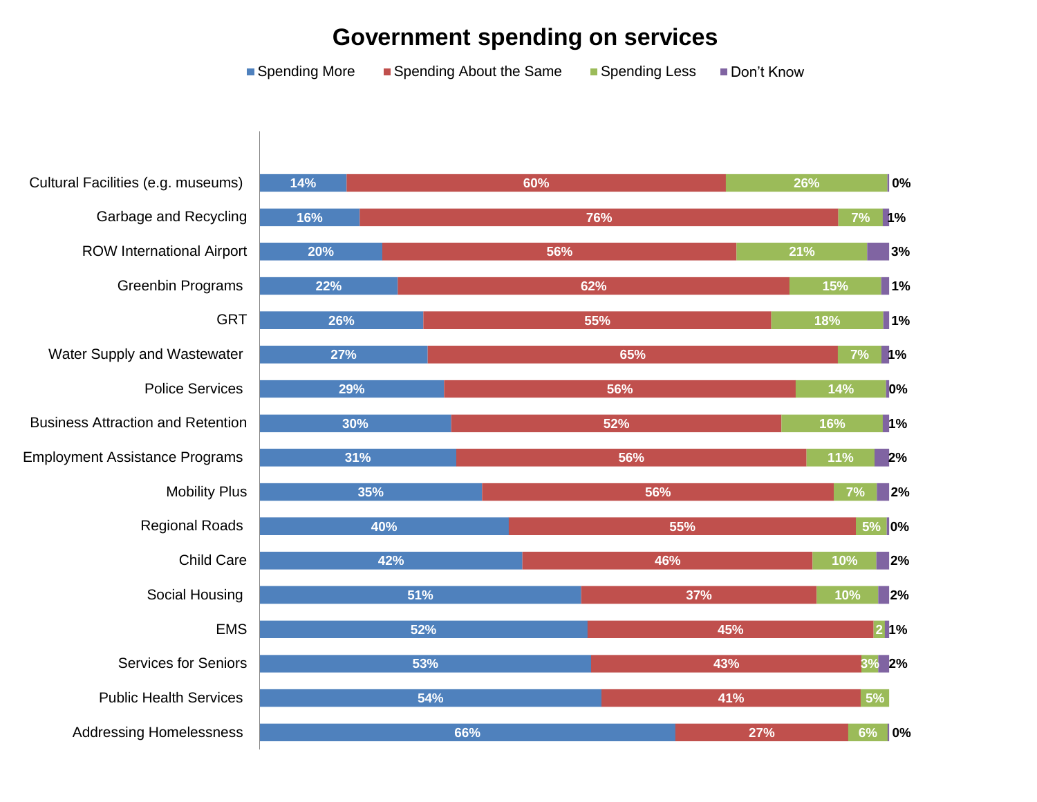# Government spending on services

| Service | Spending More | Spending About the Same | Spending Less | Don't Know |
|---|---|---|---|---|
| Cultural Facilities (e.g. museums) | 14% | 60% | 26% | 0% |
| Garbage and Recycling | 16% | 76% | 7% | 1% |
| ROW International Airport | 20% | 56% | 21% | 3% |
| Greenbin Programs | 22% | 62% | 15% | 1% |
| GRT | 26% | 55% | 18% | 1% |
| Water Supply and Wastewater | 27% | 65% | 7% | 1% |
| Police Services | 29% | 56% | 14% | 0% |
| Business Attraction and Retention | 30% | 52% | 16% | 1% |
| Employment Assistance Programs | 31% | 56% | 11% | 2% |
| Mobility Plus | 35% | 56% | 7% | 2% |
| Regional Roads | 40% | 55% | 5% | 0% |
| Child Care | 42% | 46% | 10% | 2% |
| Social Housing | 51% | 37% | 10% | 2% |
| EMS | 52% | 45% | 2 | 1% |
| Services for Seniors | 53% | 43% | 3% | 2% |
| Public Health Services | 54% | 41% | 5% | |
| Addressing Homelessness | 66% | 27% | 6% | 0% |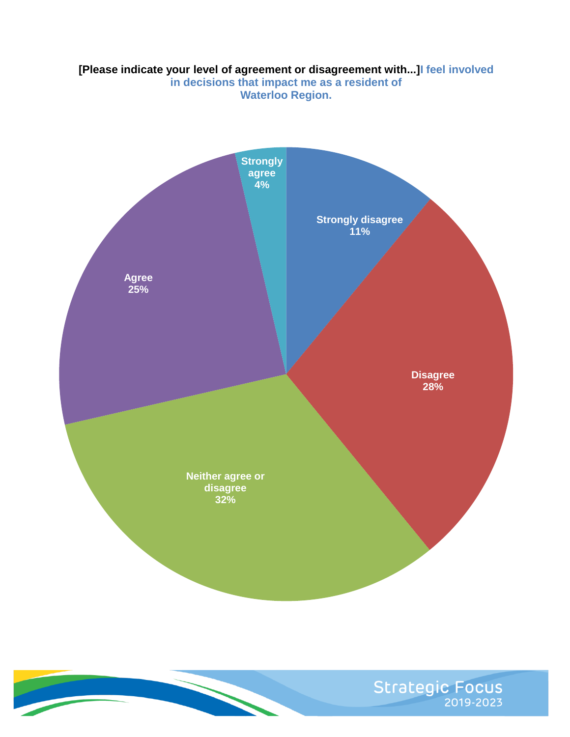**[Please indicate your level of agreement or disagreement with...]I feel involved in decisions that impact me as a resident of Waterloo Region.**

| Response | Percentage |
|---|---|
| Strongly disagree | 11% |
| Disagree | 28% |
| Neither agree or disagree | 32% |
| Agree | 25% |
| Strongly agree | 4% |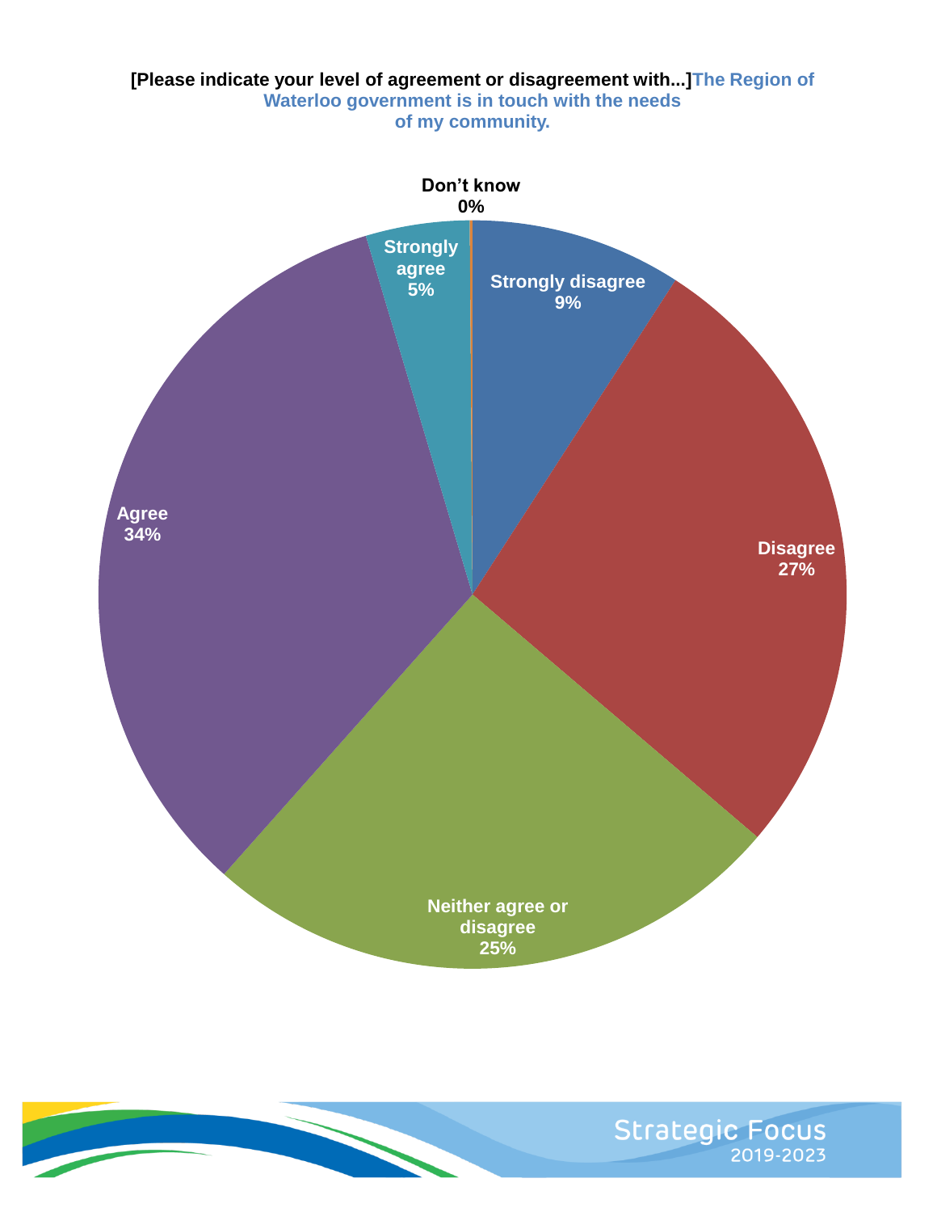**[Please indicate your level of agreement or disagreement with...]The Region of Waterloo government is in touch with the needs of my community.**

| Response | Percentage |
|---|---|
| Strongly disagree | 9% |
| Disagree | 27% |
| Neither agree or disagree | 25% |
| Agree | 34% |
| Strongly agree | 5% |
| Don't know | 0% |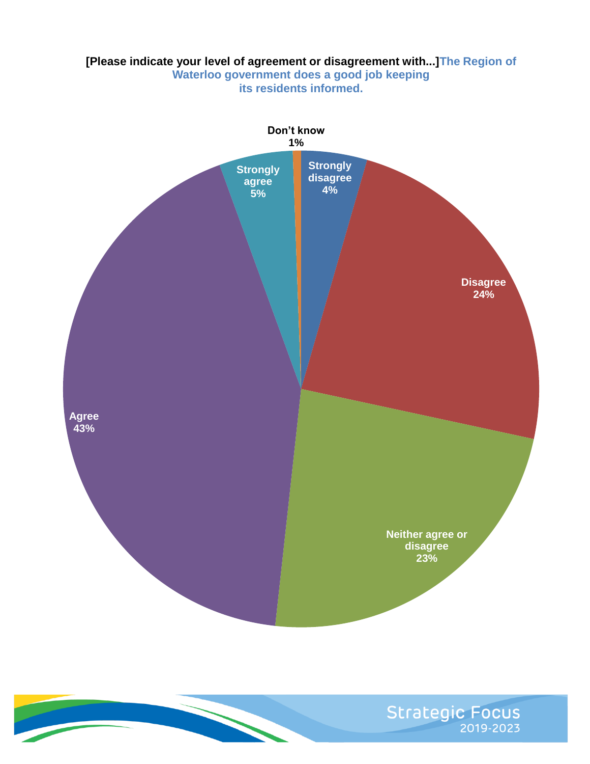**[Please indicate your level of agreement or disagreement with...]The Region of Waterloo government does a good job keeping its residents informed.**

| Response | Percentage |
|---|---|
| Don't know | 1% |
| Strongly disagree | 4% |
| Disagree | 24% |
| Neither agree or disagree | 23% |
| Agree | 43% |
| Strongly agree | 5% |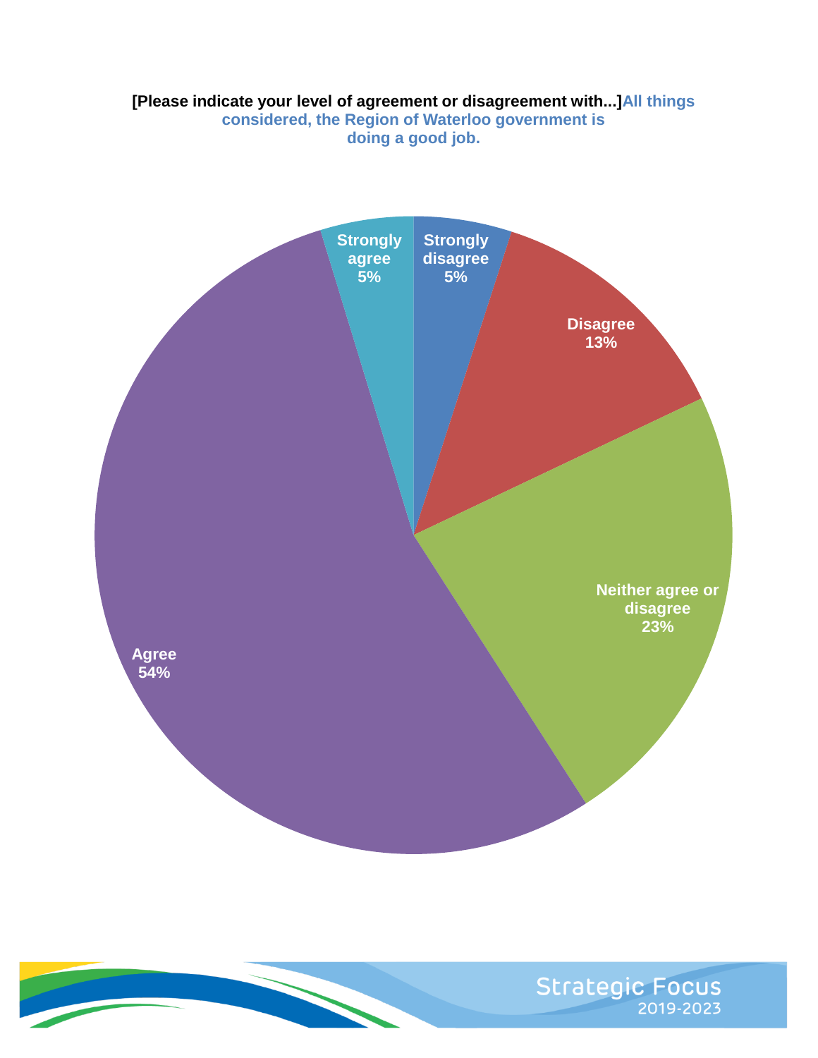**[Please indicate your level of agreement or disagreement with...]All things considered, the Region of Waterloo government is doing a good job.**

| Response | Percentage |
| --- | --- |
| Strongly disagree | 5% |
| Disagree | 13% |
| Neither agree or disagree | 23% |
| Agree | 54% |
| Strongly agree | 5% |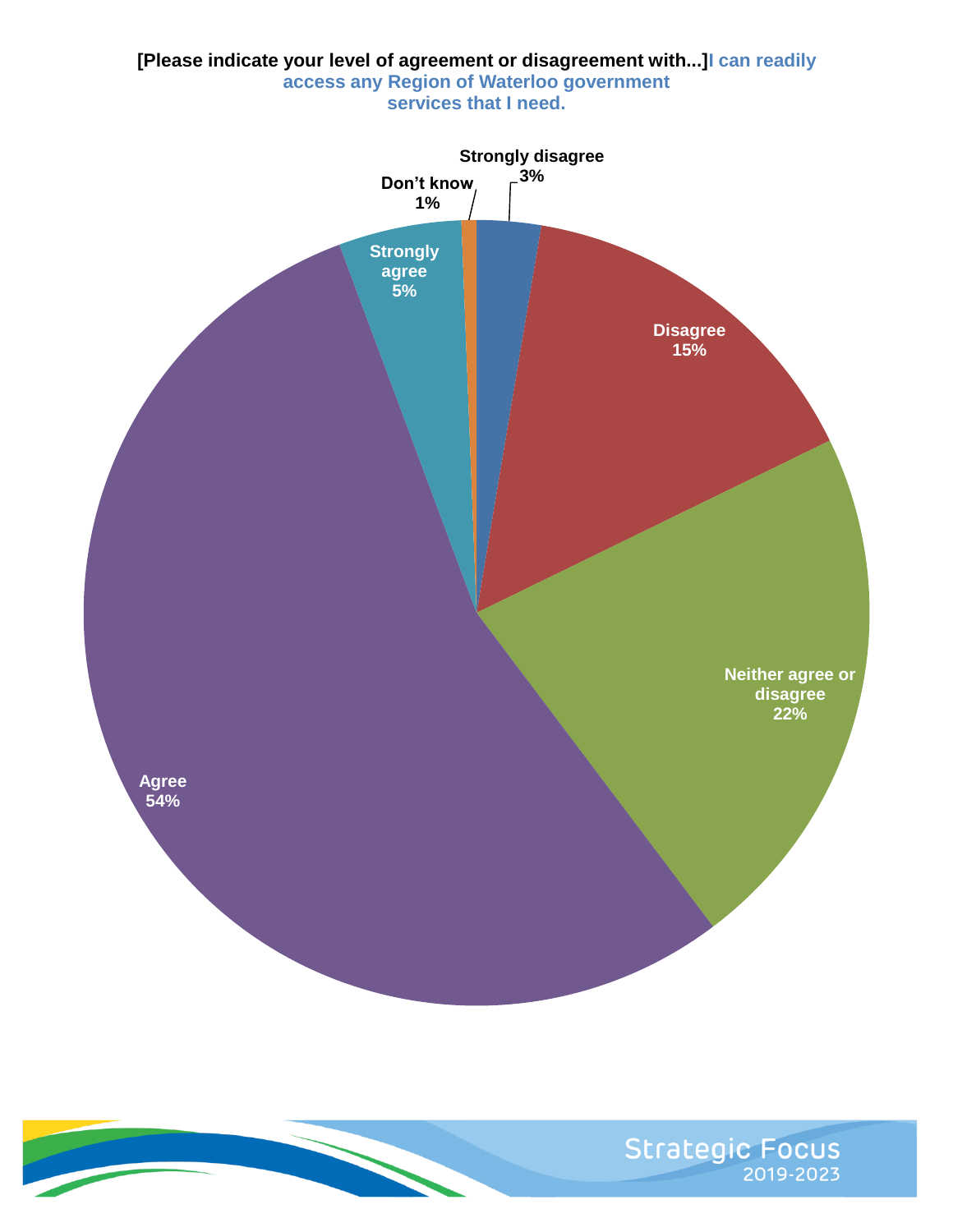**[Please indicate your level of agreement or disagreement with...]I can readily access any Region of Waterloo government services that I need.**

| Response | Percentage |
|---|---|
| Strongly disagree | 3% |
| Disagree | 15% |
| Neither agree or disagree | 22% |
| Agree | 54% |
| Strongly agree | 5% |
| Don’t know | 1% |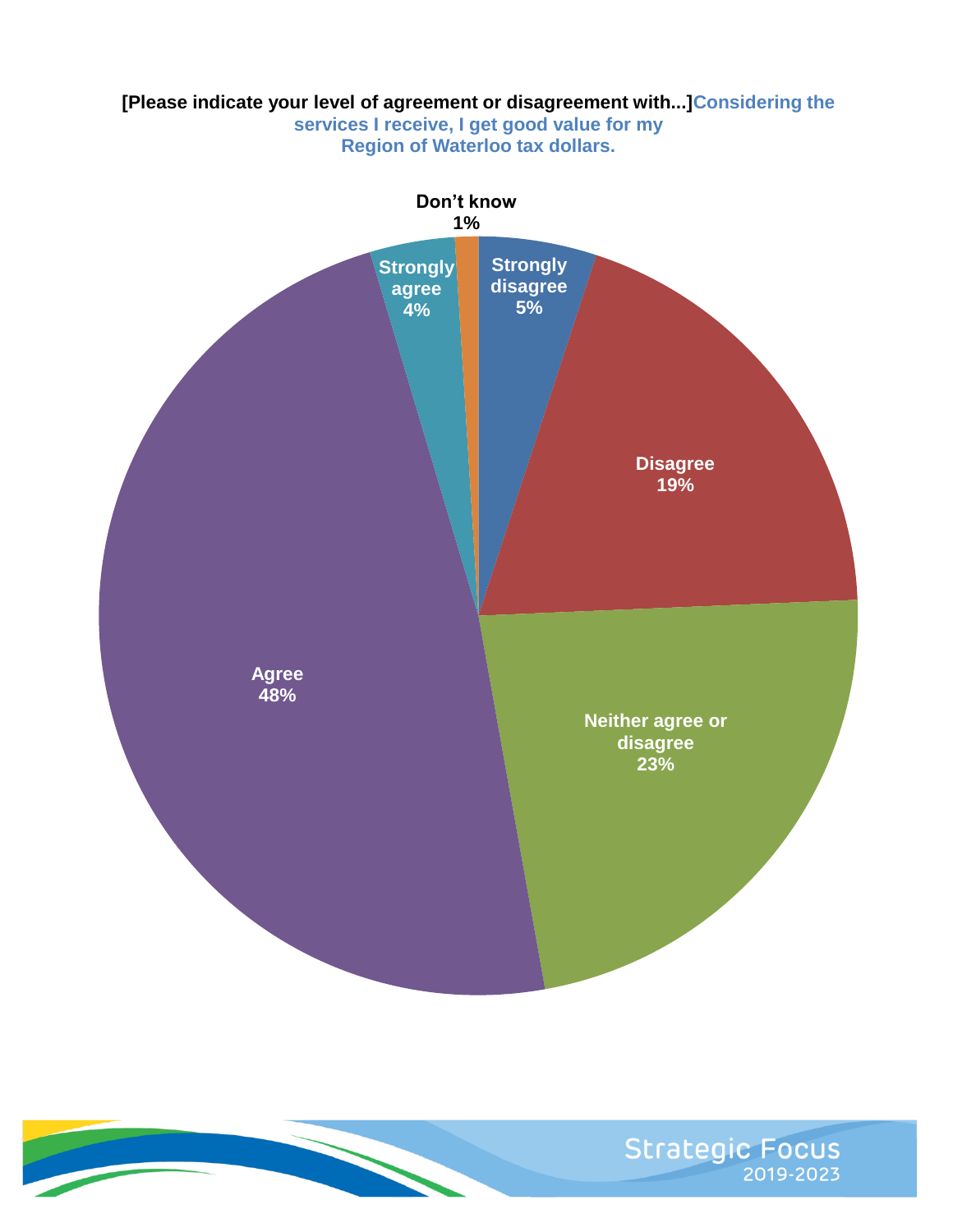**[Please indicate your level of agreement or disagreement with...]Considering the services I receive, I get good value for my Region of Waterloo tax dollars.**

| Response | Percentage |
|---|---|
| Strongly disagree | 5% |
| Disagree | 19% |
| Neither agree or disagree | 23% |
| Agree | 48% |
| Strongly agree | 4% |
| Don't know | 1% |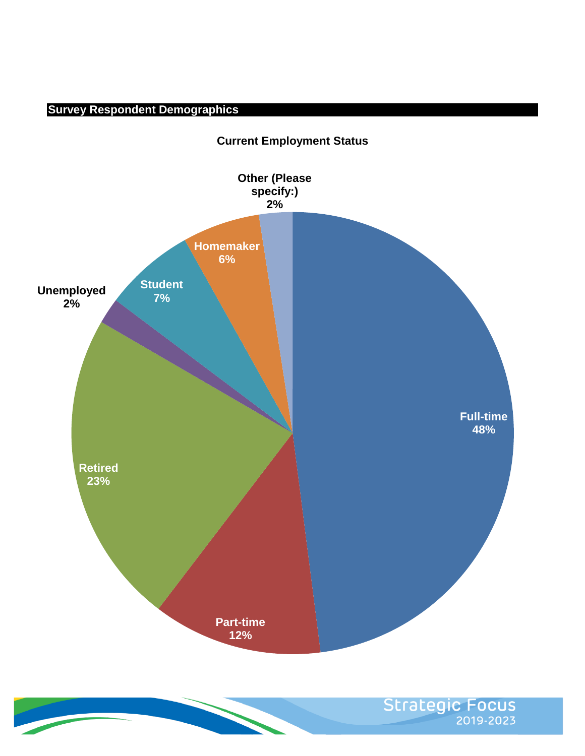## Survey Respondent Demographics

**Current Employment Status**

| Employment Status | Percentage |
|---|---|
| Full-time | 48% |
| Part-time | 12% |
| Retired | 23% |
| Unemployed | 2% |
| Student | 7% |
| Homemaker | 6% |
| Other (Please specify:) | 2% |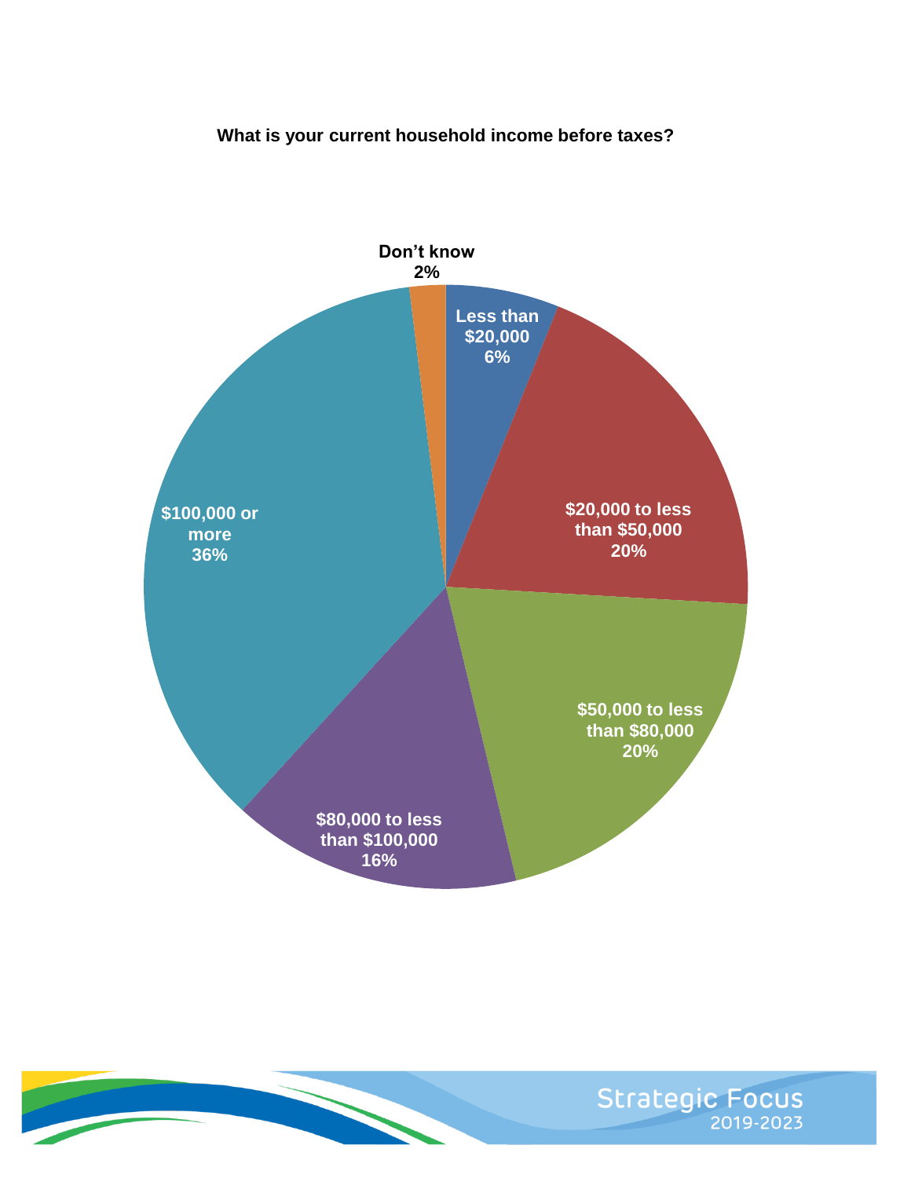**What is your current household income before taxes?**

| Response | Percentage |
|---|---|
| Less than $20,000 | 6% |
| $20,000 to less than $50,000 | 20% |
| $50,000 to less than $80,000 | 20% |
| $80,000 to less than $100,000 | 16% |
| $100,000 or more | 36% |
| Don't know | 2% |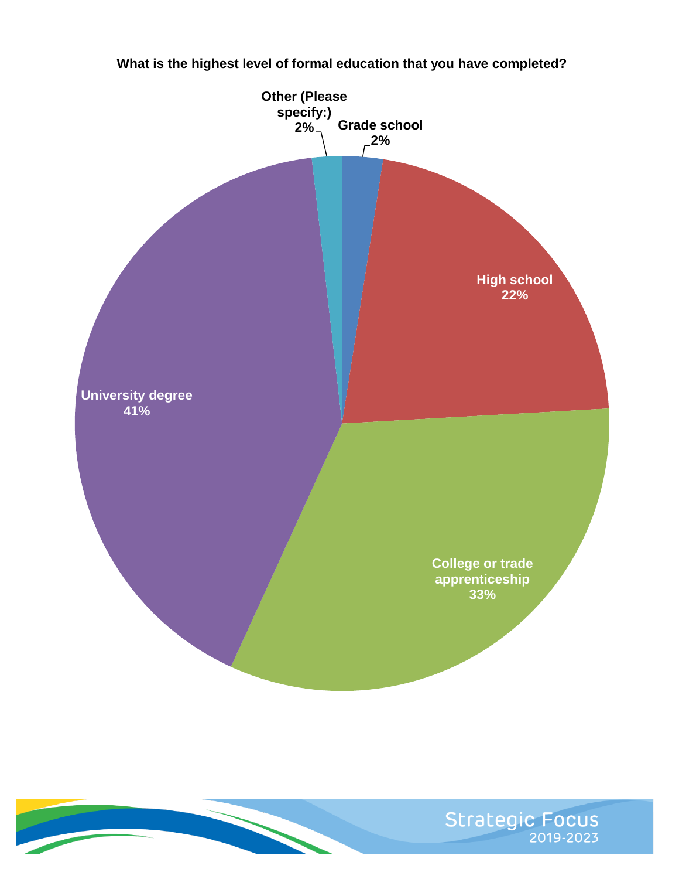**What is the highest level of formal education that you have completed?**

| Response | Percentage |
| --- | --- |
| Grade school | 2% |
| High school | 22% |
| College or trade apprenticeship | 33% |
| University degree | 41% |
| Other (Please specify:) | 2% |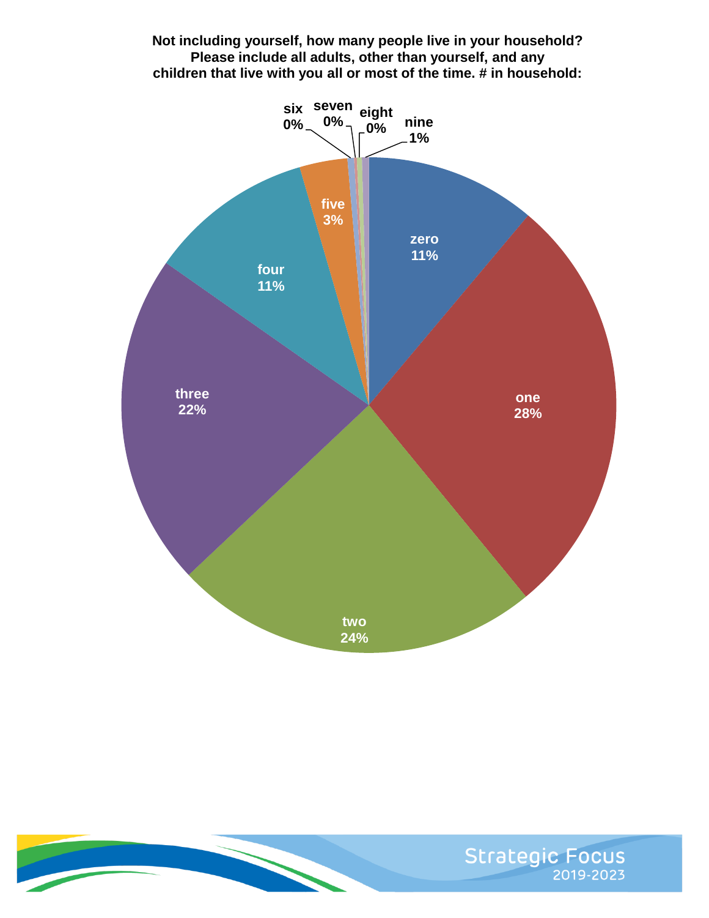**Not including yourself, how many people live in your household? Please include all adults, other than yourself, and any children that live with you all or most of the time. # in household:**

| # in household | Percent |
|---|---|
| zero | 11% |
| one | 28% |
| two | 24% |
| three | 22% |
| four | 11% |
| five | 3% |
| six | 0% |
| seven | 0% |
| eight | 0% |
| nine | 1% |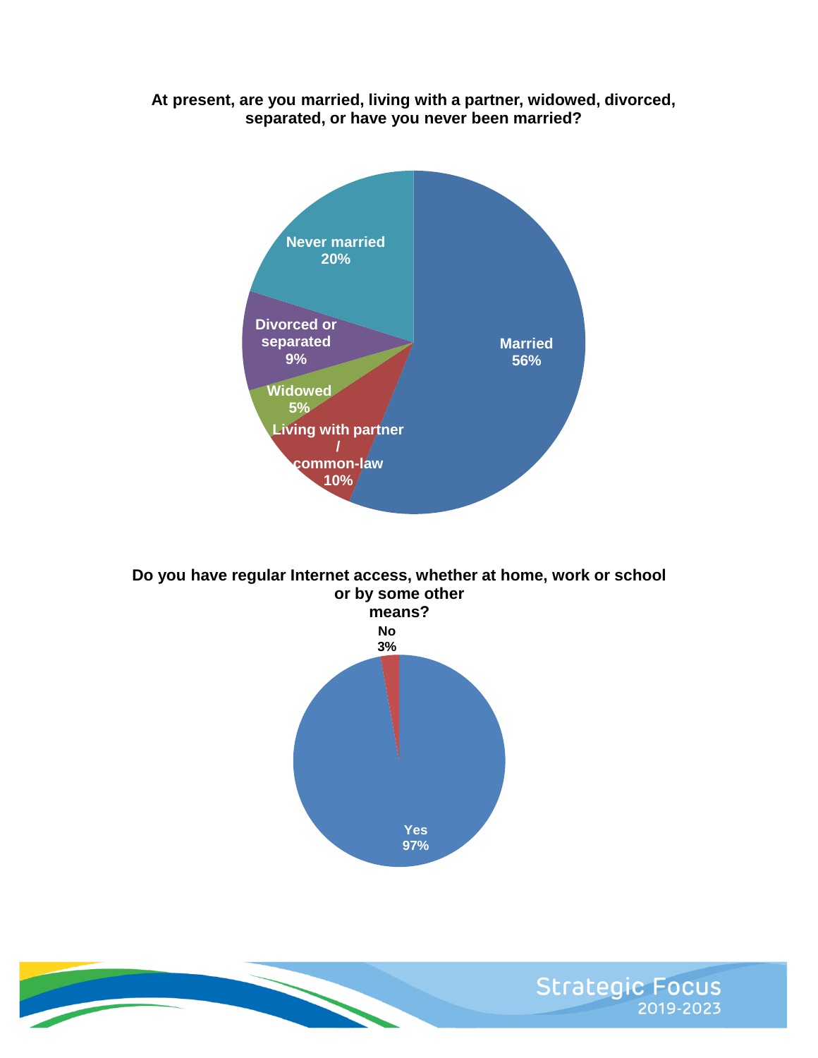**At present, are you married, living with a partner, widowed, divorced, separated, or have you never been married?**

| Response | Percentage |
| --- | --- |
| Married | 56% |
| Never married | 20% |
| Living with partner / common-law | 10% |
| Divorced or separated | 9% |
| Widowed | 5% |

**Do you have regular Internet access, whether at home, work or school or by some other means?**

| Response | Percentage |
| --- | --- |
| Yes | 97% |
| No | 3% |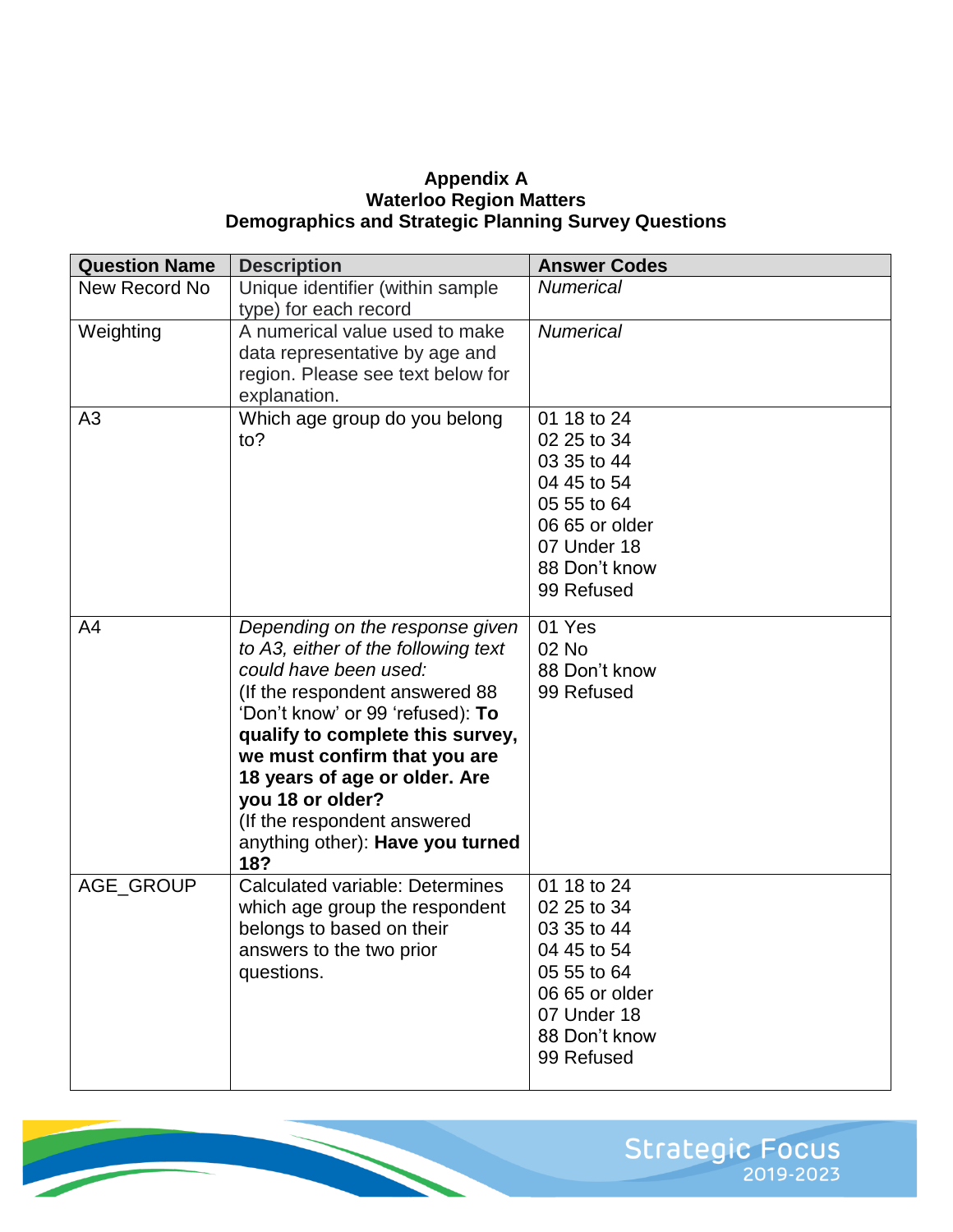**Appendix A**
**Waterloo Region Matters**
**Demographics and Strategic Planning Survey Questions**

| Question Name | Description | Answer Codes |
|---|---|---|
| New Record No | Unique identifier (within sample type) for each record | *Numerical* |
| Weighting | A numerical value used to make data representative by age and region. Please see text below for explanation. | *Numerical* |
| A3 | Which age group do you belong to? | 01 18 to 24<br>02 25 to 34<br>03 35 to 44<br>04 45 to 54<br>05 55 to 64<br>06 65 or older<br>07 Under 18<br>88 Don't know<br>99 Refused |
| A4 | *Depending on the response given to A3, either of the following text could have been used:*<br>(If the respondent answered 88 'Don't know' or 99 'refused): **To qualify to complete this survey, we must confirm that you are 18 years of age or older. Are you 18 or older?**<br>(If the respondent answered anything other): **Have you turned 18?** | 01 Yes<br>02 No<br>88 Don't know<br>99 Refused |
| AGE_GROUP | Calculated variable: Determines which age group the respondent belongs to based on their answers to the two prior questions. | 01 18 to 24<br>02 25 to 34<br>03 35 to 44<br>04 45 to 54<br>05 55 to 64<br>06 65 or older<br>07 Under 18<br>88 Don't know<br>99 Refused |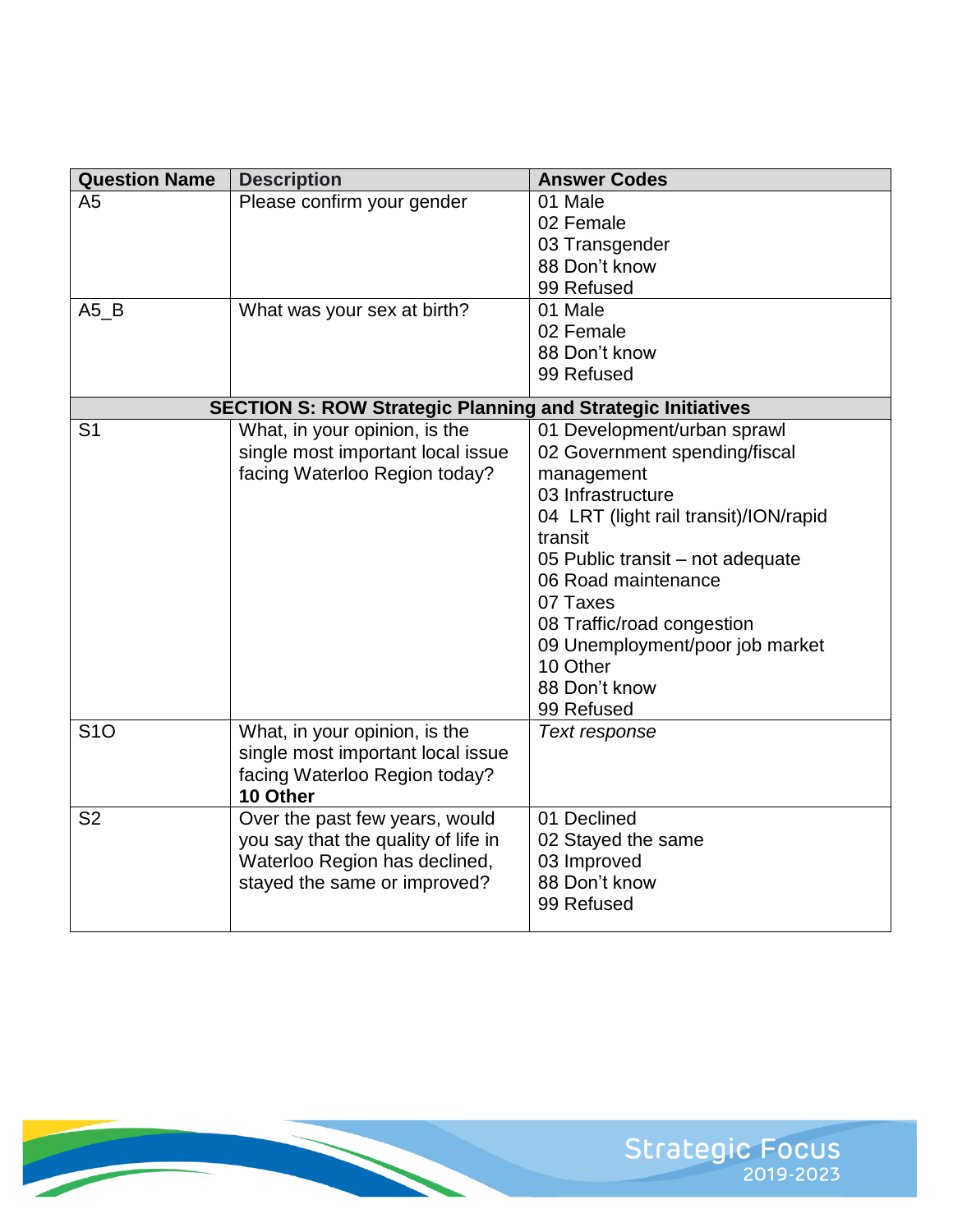| Question Name | Description | Answer Codes |
| --- | --- | --- |
| A5 | Please confirm your gender | 01 Male<br>02 Female<br>03 Transgender<br>88 Don't know<br>99 Refused |
| A5_B | What was your sex at birth? | 01 Male<br>02 Female<br>88 Don't know<br>99 Refused |
| **SECTION S: ROW Strategic Planning and Strategic Initiatives** | | |
| S1 | What, in your opinion, is the single most important local issue facing Waterloo Region today? | 01 Development/urban sprawl<br>02 Government spending/fiscal management<br>03 Infrastructure<br>04 LRT (light rail transit)/ION/rapid transit<br>05 Public transit – not adequate<br>06 Road maintenance<br>07 Taxes<br>08 Traffic/road congestion<br>09 Unemployment/poor job market<br>10 Other<br>88 Don't know<br>99 Refused |
| S1O | What, in your opinion, is the single most important local issue facing Waterloo Region today? **10 Other** | *Text response* |
| S2 | Over the past few years, would you say that the quality of life in Waterloo Region has declined, stayed the same or improved? | 01 Declined<br>02 Stayed the same<br>03 Improved<br>88 Don't know<br>99 Refused |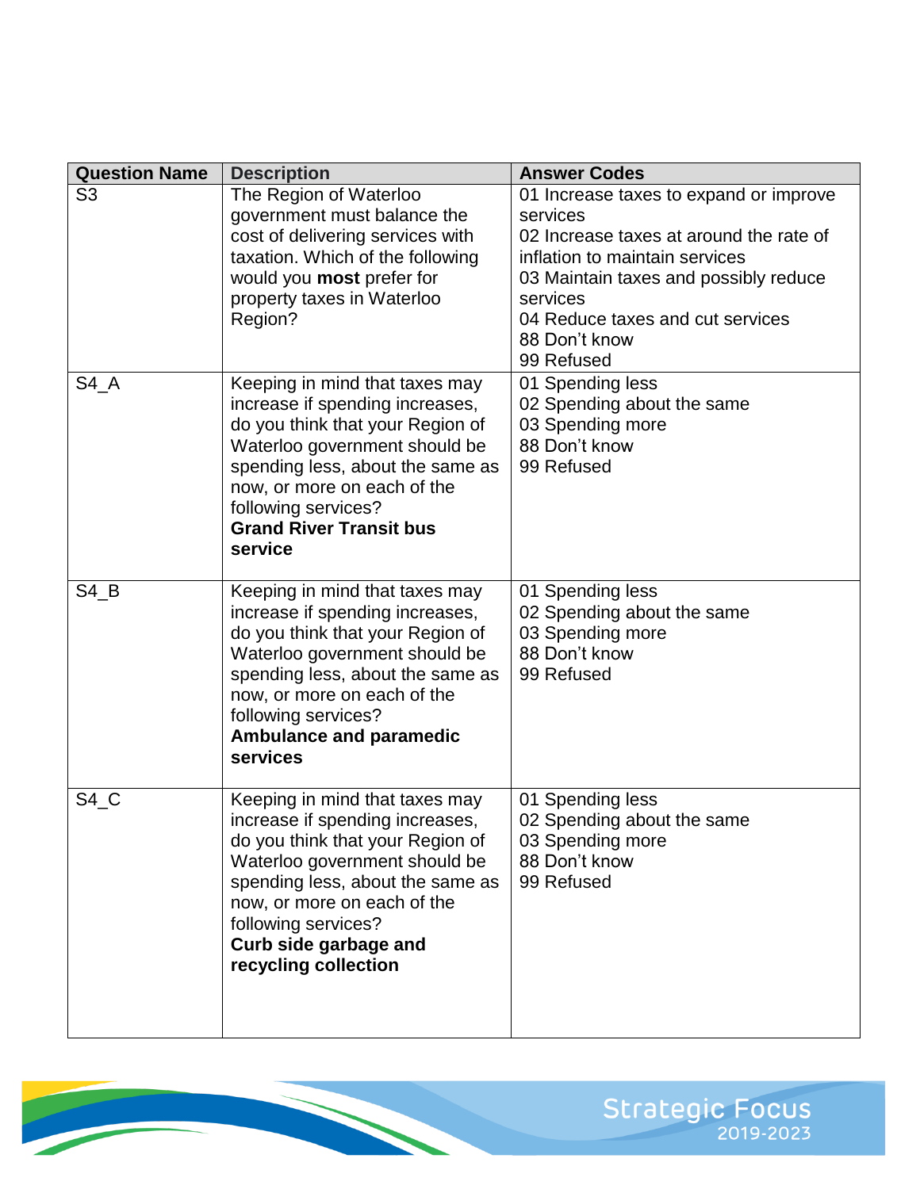| Question Name | Description | Answer Codes |
| --- | --- | --- |
| S3 | The Region of Waterloo government must balance the cost of delivering services with taxation. Which of the following would you **most** prefer for property taxes in Waterloo Region? | 01 Increase taxes to expand or improve services<br>02 Increase taxes at around the rate of inflation to maintain services<br>03 Maintain taxes and possibly reduce services<br>04 Reduce taxes and cut services<br>88 Don't know<br>99 Refused |
| S4_A | Keeping in mind that taxes may increase if spending increases, do you think that your Region of Waterloo government should be spending less, about the same as now, or more on each of the following services?<br>**Grand River Transit bus service** | 01 Spending less<br>02 Spending about the same<br>03 Spending more<br>88 Don't know<br>99 Refused |
| S4_B | Keeping in mind that taxes may increase if spending increases, do you think that your Region of Waterloo government should be spending less, about the same as now, or more on each of the following services?<br>**Ambulance and paramedic services** | 01 Spending less<br>02 Spending about the same<br>03 Spending more<br>88 Don't know<br>99 Refused |
| S4_C | Keeping in mind that taxes may increase if spending increases, do you think that your Region of Waterloo government should be spending less, about the same as now, or more on each of the following services?<br>**Curb side garbage and recycling collection** | 01 Spending less<br>02 Spending about the same<br>03 Spending more<br>88 Don't know<br>99 Refused |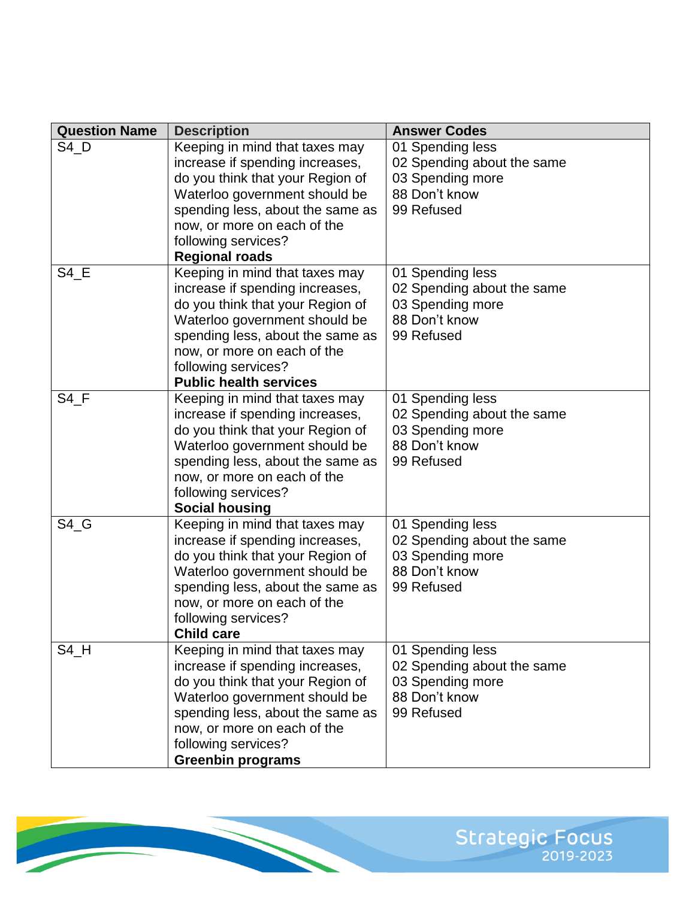| Question Name | Description | Answer Codes |
| --- | --- | --- |
| S4_D | Keeping in mind that taxes may increase if spending increases, do you think that your Region of Waterloo government should be spending less, about the same as now, or more on each of the following services? **Regional roads** | 01 Spending less<br>02 Spending about the same<br>03 Spending more<br>88 Don't know<br>99 Refused |
| S4_E | Keeping in mind that taxes may increase if spending increases, do you think that your Region of Waterloo government should be spending less, about the same as now, or more on each of the following services? **Public health services** | 01 Spending less<br>02 Spending about the same<br>03 Spending more<br>88 Don't know<br>99 Refused |
| S4_F | Keeping in mind that taxes may increase if spending increases, do you think that your Region of Waterloo government should be spending less, about the same as now, or more on each of the following services? **Social housing** | 01 Spending less<br>02 Spending about the same<br>03 Spending more<br>88 Don't know<br>99 Refused |
| S4_G | Keeping in mind that taxes may increase if spending increases, do you think that your Region of Waterloo government should be spending less, about the same as now, or more on each of the following services? **Child care** | 01 Spending less<br>02 Spending about the same<br>03 Spending more<br>88 Don't know<br>99 Refused |
| S4_H | Keeping in mind that taxes may increase if spending increases, do you think that your Region of Waterloo government should be spending less, about the same as now, or more on each of the following services? **Greenbin programs** | 01 Spending less<br>02 Spending about the same<br>03 Spending more<br>88 Don't know<br>99 Refused |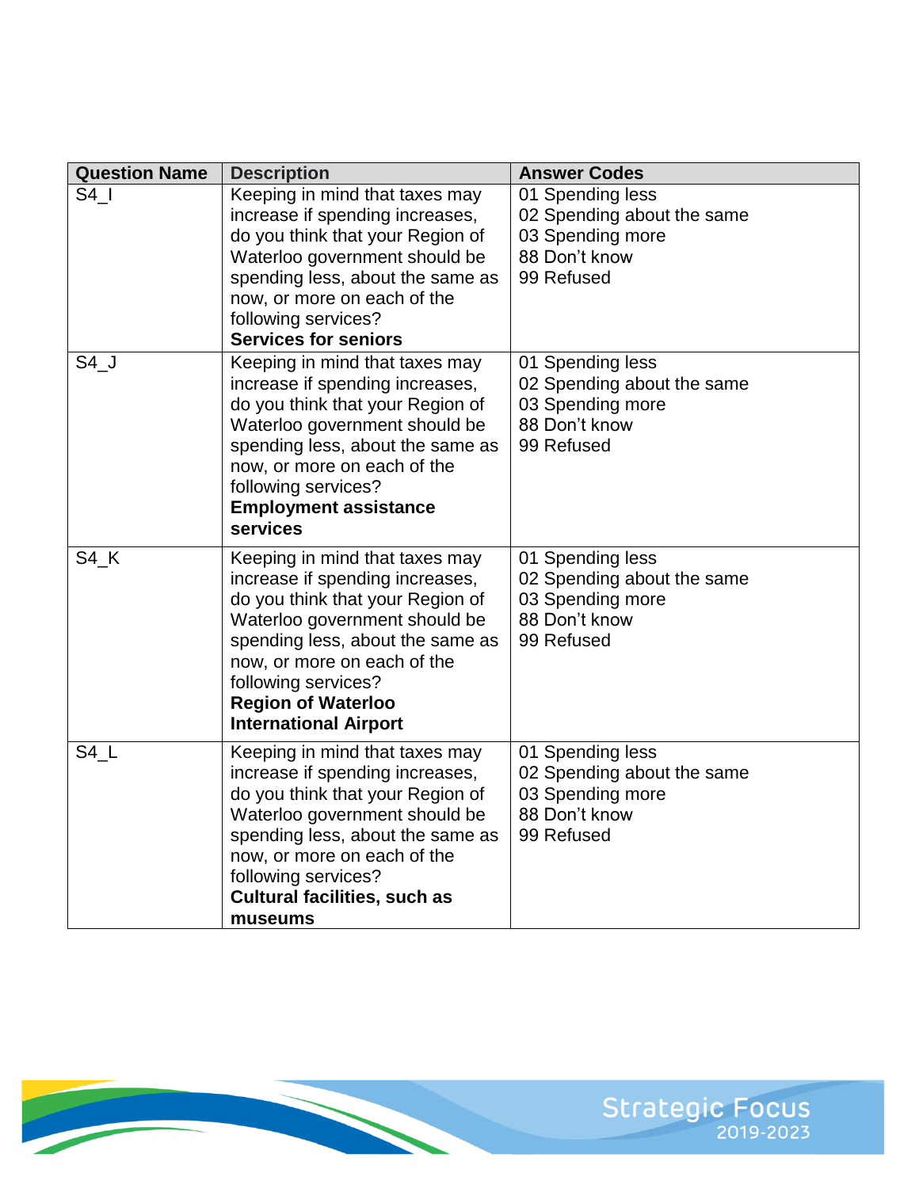| Question Name | Description | Answer Codes |
| --- | --- | --- |
| S4_I | Keeping in mind that taxes may increase if spending increases, do you think that your Region of Waterloo government should be spending less, about the same as now, or more on each of the following services? **Services for seniors** | 01 Spending less<br>02 Spending about the same<br>03 Spending more<br>88 Don't know<br>99 Refused |
| S4_J | Keeping in mind that taxes may increase if spending increases, do you think that your Region of Waterloo government should be spending less, about the same as now, or more on each of the following services? **Employment assistance services** | 01 Spending less<br>02 Spending about the same<br>03 Spending more<br>88 Don't know<br>99 Refused |
| S4_K | Keeping in mind that taxes may increase if spending increases, do you think that your Region of Waterloo government should be spending less, about the same as now, or more on each of the following services? **Region of Waterloo International Airport** | 01 Spending less<br>02 Spending about the same<br>03 Spending more<br>88 Don't know<br>99 Refused |
| S4_L | Keeping in mind that taxes may increase if spending increases, do you think that your Region of Waterloo government should be spending less, about the same as now, or more on each of the following services? **Cultural facilities, such as museums** | 01 Spending less<br>02 Spending about the same<br>03 Spending more<br>88 Don't know<br>99 Refused |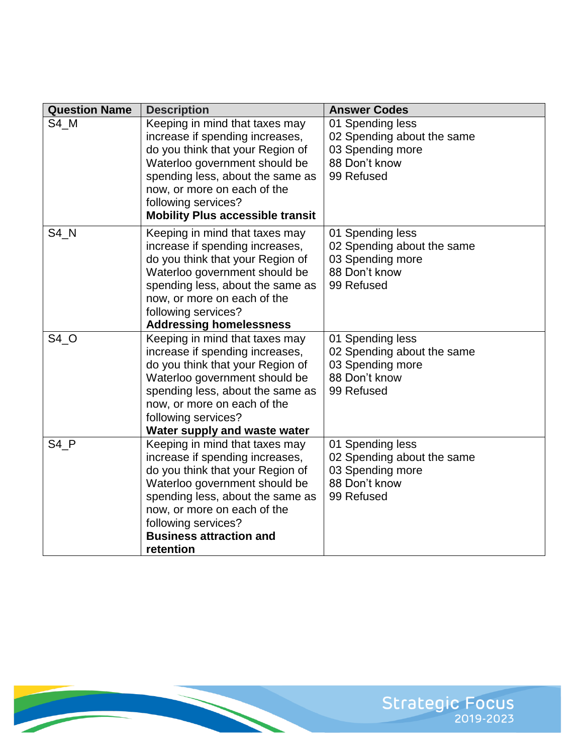| Question Name | Description | Answer Codes |
| --- | --- | --- |
| S4_M | Keeping in mind that taxes may increase if spending increases, do you think that your Region of Waterloo government should be spending less, about the same as now, or more on each of the following services? **Mobility Plus accessible transit** | 01 Spending less<br>02 Spending about the same<br>03 Spending more<br>88 Don't know<br>99 Refused |
| S4_N | Keeping in mind that taxes may increase if spending increases, do you think that your Region of Waterloo government should be spending less, about the same as now, or more on each of the following services? **Addressing homelessness** | 01 Spending less<br>02 Spending about the same<br>03 Spending more<br>88 Don't know<br>99 Refused |
| S4_O | Keeping in mind that taxes may increase if spending increases, do you think that your Region of Waterloo government should be spending less, about the same as now, or more on each of the following services? **Water supply and waste water** | 01 Spending less<br>02 Spending about the same<br>03 Spending more<br>88 Don't know<br>99 Refused |
| S4_P | Keeping in mind that taxes may increase if spending increases, do you think that your Region of Waterloo government should be spending less, about the same as now, or more on each of the following services? **Business attraction and retention** | 01 Spending less<br>02 Spending about the same<br>03 Spending more<br>88 Don't know<br>99 Refused |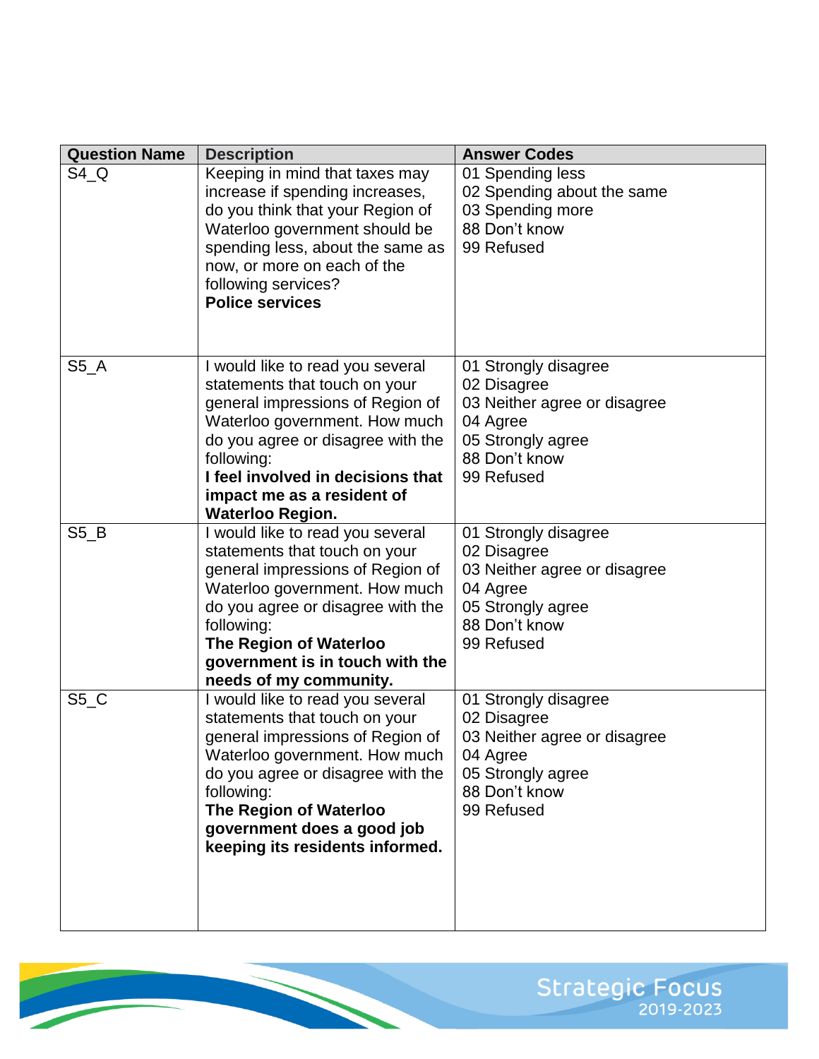| Question Name | Description | Answer Codes |
| --- | --- | --- |
| S4_Q | Keeping in mind that taxes may increase if spending increases, do you think that your Region of Waterloo government should be spending less, about the same as now, or more on each of the following services?<br>**Police services** | 01 Spending less<br>02 Spending about the same<br>03 Spending more<br>88 Don't know<br>99 Refused |
| S5_A | I would like to read you several statements that touch on your general impressions of Region of Waterloo government. How much do you agree or disagree with the following:<br>**I feel involved in decisions that impact me as a resident of Waterloo Region.** | 01 Strongly disagree<br>02 Disagree<br>03 Neither agree or disagree<br>04 Agree<br>05 Strongly agree<br>88 Don't know<br>99 Refused |
| S5_B | I would like to read you several statements that touch on your general impressions of Region of Waterloo government. How much do you agree or disagree with the following:<br>**The Region of Waterloo government is in touch with the needs of my community.** | 01 Strongly disagree<br>02 Disagree<br>03 Neither agree or disagree<br>04 Agree<br>05 Strongly agree<br>88 Don't know<br>99 Refused |
| S5_C | I would like to read you several statements that touch on your general impressions of Region of Waterloo government. How much do you agree or disagree with the following:<br>**The Region of Waterloo government does a good job keeping its residents informed.** | 01 Strongly disagree<br>02 Disagree<br>03 Neither agree or disagree<br>04 Agree<br>05 Strongly agree<br>88 Don't know<br>99 Refused |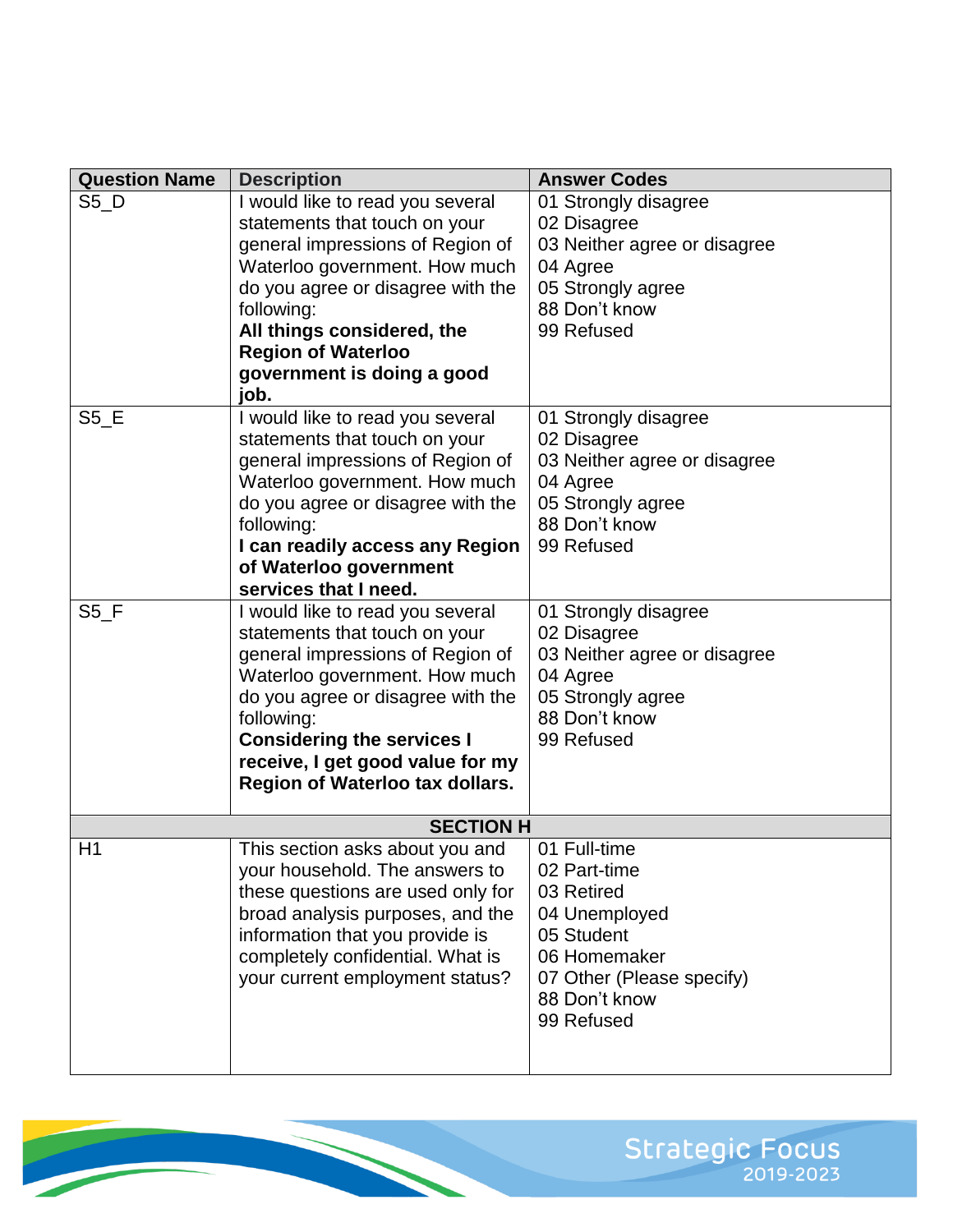| Question Name | Description | Answer Codes |
|---|---|---|
| S5_D | I would like to read you several statements that touch on your general impressions of Region of Waterloo government. How much do you agree or disagree with the following:<br>**All things considered, the Region of Waterloo government is doing a good job.** | 01 Strongly disagree<br>02 Disagree<br>03 Neither agree or disagree<br>04 Agree<br>05 Strongly agree<br>88 Don't know<br>99 Refused |
| S5_E | I would like to read you several statements that touch on your general impressions of Region of Waterloo government. How much do you agree or disagree with the following:<br>**I can readily access any Region of Waterloo government services that I need.** | 01 Strongly disagree<br>02 Disagree<br>03 Neither agree or disagree<br>04 Agree<br>05 Strongly agree<br>88 Don't know<br>99 Refused |
| S5_F | I would like to read you several statements that touch on your general impressions of Region of Waterloo government. How much do you agree or disagree with the following:<br>**Considering the services I receive, I get good value for my Region of Waterloo tax dollars.** | 01 Strongly disagree<br>02 Disagree<br>03 Neither agree or disagree<br>04 Agree<br>05 Strongly agree<br>88 Don't know<br>99 Refused |
| | **SECTION H** | |
| H1 | This section asks about you and your household. The answers to these questions are used only for broad analysis purposes, and the information that you provide is completely confidential. What is your current employment status? | 01 Full-time<br>02 Part-time<br>03 Retired<br>04 Unemployed<br>05 Student<br>06 Homemaker<br>07 Other (Please specify)<br>88 Don't know<br>99 Refused |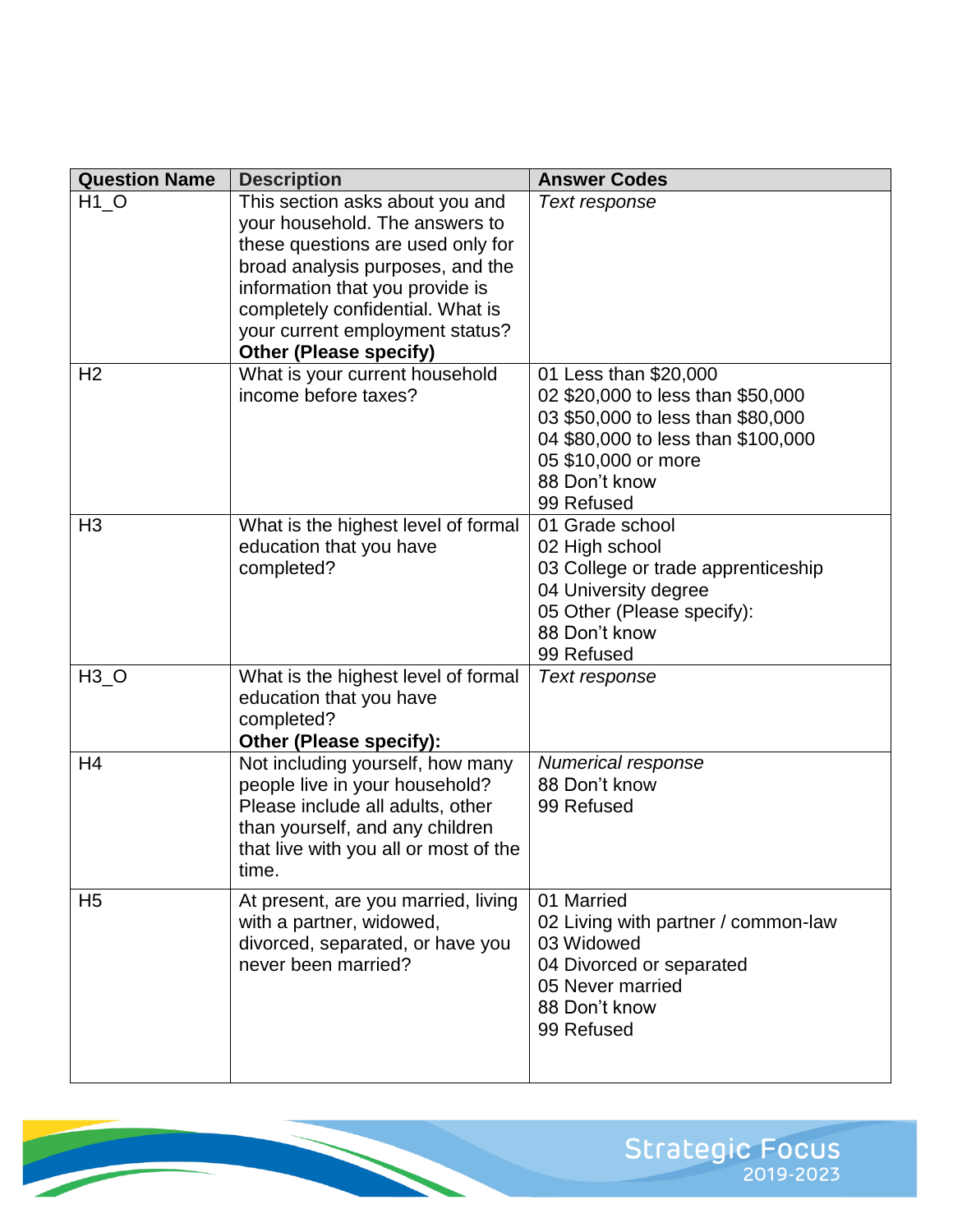| Question Name | Description | Answer Codes |
|---|---|---|
| H1_O | This section asks about you and your household. The answers to these questions are used only for broad analysis purposes, and the information that you provide is completely confidential. What is your current employment status? **Other (Please specify)** | *Text response* |
| H2 | What is your current household income before taxes? | 01 Less than $20,000<br>02 $20,000 to less than $50,000<br>03 $50,000 to less than $80,000<br>04 $80,000 to less than $100,000<br>05 $10,000 or more<br>88 Don't know<br>99 Refused |
| H3 | What is the highest level of formal education that you have completed? | 01 Grade school<br>02 High school<br>03 College or trade apprenticeship<br>04 University degree<br>05 Other (Please specify):<br>88 Don't know<br>99 Refused |
| H3_O | What is the highest level of formal education that you have completed? **Other (Please specify):** | *Text response* |
| H4 | Not including yourself, how many people live in your household? Please include all adults, other than yourself, and any children that live with you all or most of the time. | *Numerical response*<br>88 Don't know<br>99 Refused |
| H5 | At present, are you married, living with a partner, widowed, divorced, separated, or have you never been married? | 01 Married<br>02 Living with partner / common-law<br>03 Widowed<br>04 Divorced or separated<br>05 Never married<br>88 Don't know<br>99 Refused |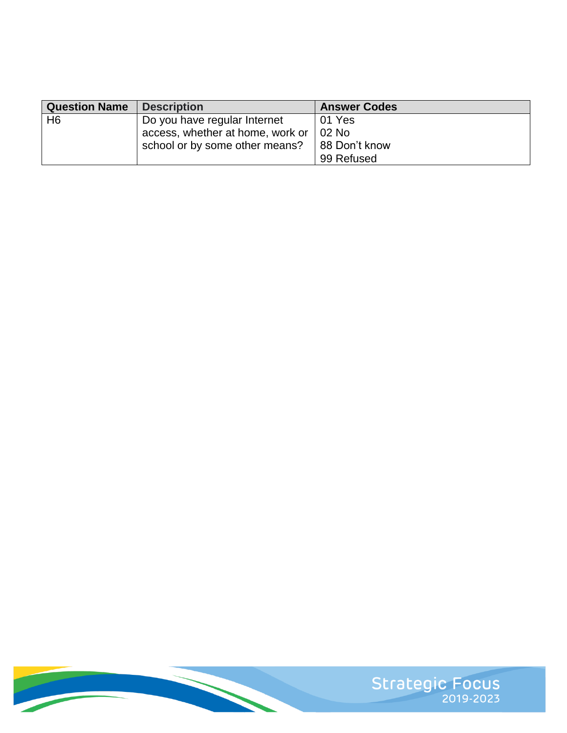| Question Name | Description | Answer Codes |
| --- | --- | --- |
| H6 | Do you have regular Internet access, whether at home, work or school or by some other means? | 01 Yes<br>02 No<br>88 Don't know<br>99 Refused |